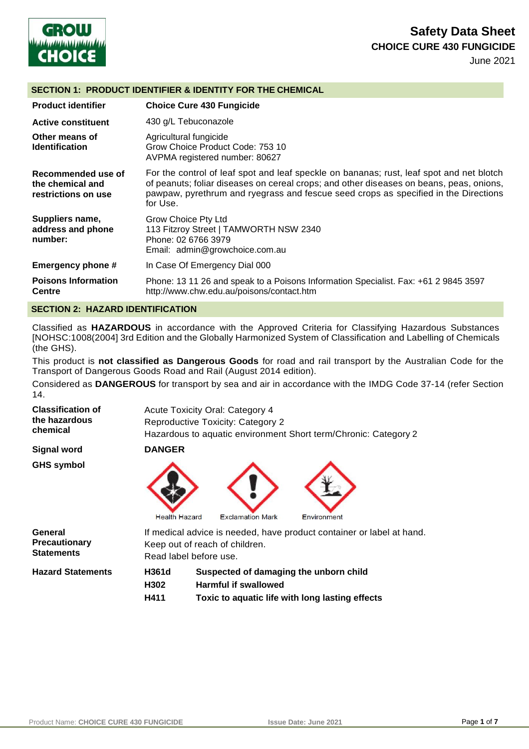**Safety Data Sheet**
**CHOICE CURE 430 FUNGICIDE**
June 2021

## SECTION 1: PRODUCT IDENTIFIER & IDENTITY FOR THE CHEMICAL

| | |
|---|---|
| **Product identifier** | **Choice Cure 430 Fungicide** |
| **Active constituent** | 430 g/L Tebuconazole |
| **Other means of Identification** | Agricultural fungicide<br>Grow Choice Product Code: 753 10<br>AVPMA registered number: 80627 |
| **Recommended use of the chemical and restrictions on use** | For the control of leaf spot and leaf speckle on bananas; rust, leaf spot and net blotch of peanuts; foliar diseases on cereal crops; and other diseases on beans, peas, onions, pawpaw, pyrethrum and ryegrass and fescue seed crops as specified in the Directions for Use. |
| **Suppliers name, address and phone number:** | Grow Choice Pty Ltd<br>113 Fitzroy Street \| TAMWORTH NSW 2340<br>Phone: 02 6766 3979<br>Email: admin@growchoice.com.au |
| **Emergency phone #** | In Case Of Emergency Dial 000 |
| **Poisons Information Centre** | Phone: 13 11 26 and speak to a Poisons Information Specialist. Fax: +61 2 9845 3597<br>http://www.chw.edu.au/poisons/contact.htm |

## SECTION 2: HAZARD IDENTIFICATION

Classified as **HAZARDOUS** in accordance with the Approved Criteria for Classifying Hazardous Substances [NOHSC:1008(2004] 3rd Edition and the Globally Harmonized System of Classification and Labelling of Chemicals (the GHS).

This product is **not classified as Dangerous Goods** for road and rail transport by the Australian Code for the Transport of Dangerous Goods Road and Rail (August 2014 edition).

Considered as **DANGEROUS** for transport by sea and air in accordance with the IMDG Code 37-14 (refer Section 14.

**Classification of the hazardous chemical**

Acute Toxicity Oral: Category 4
Reproductive Toxicity: Category 2
Hazardous to aquatic environment Short term/Chronic: Category 2

**Signal word** **DANGER**

**GHS symbol**

Health Hazard | Exclamation Mark | Environment

**General Precautionary Statements**

If medical advice is needed, have product container or label at hand.
Keep out of reach of children.
Read label before use.

**Hazard Statements**

| | |
|---|---|
| **H361d** | **Suspected of damaging the unborn child** |
| **H302** | **Harmful if swallowed** |
| **H411** | **Toxic to aquatic life with long lasting effects** |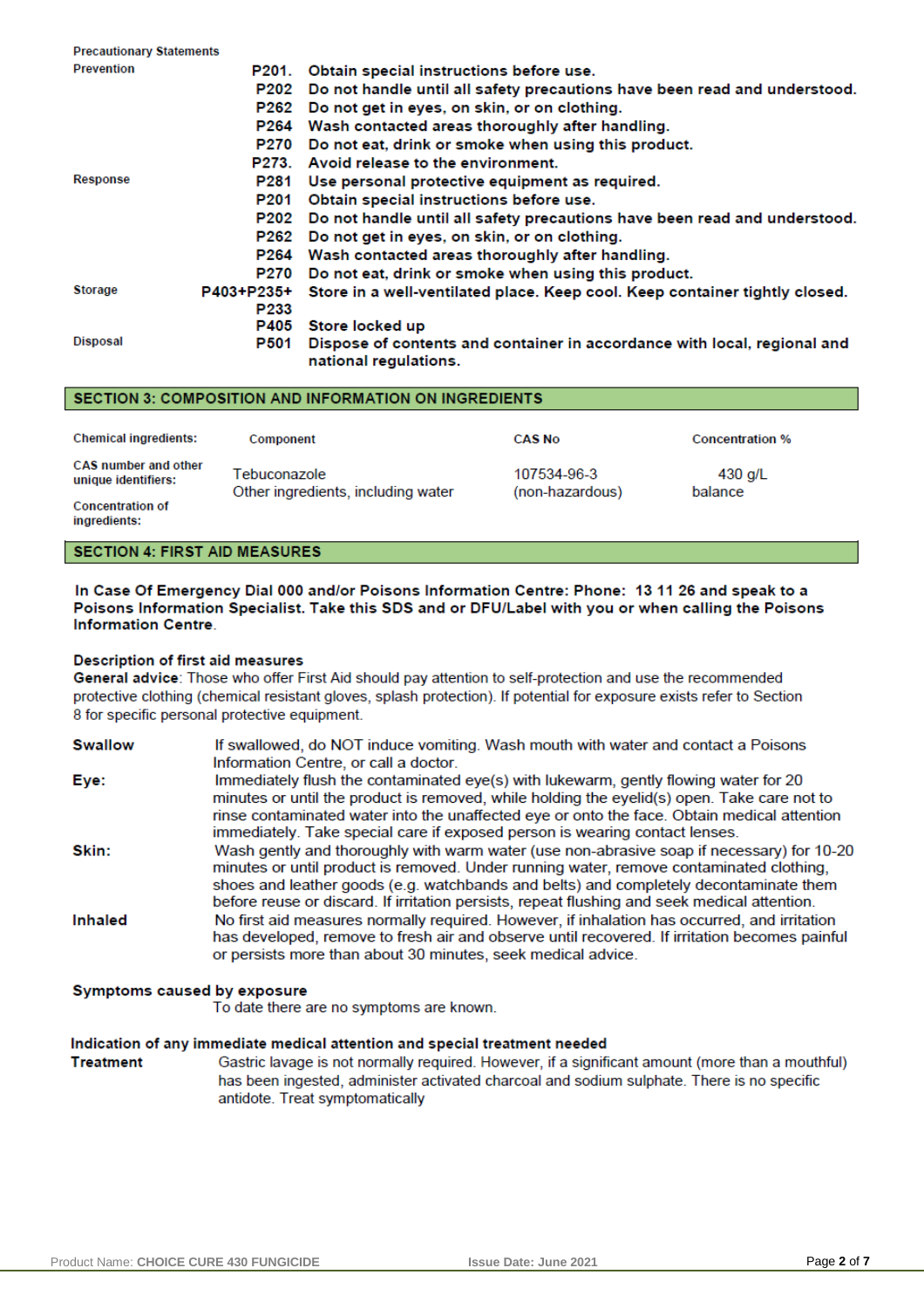**Precautionary Statements**

| | | |
|---|---|---|
| **Prevention** | P201. | Obtain special instructions before use. |
| | P202 | Do not handle until all safety precautions have been read and understood. |
| | P262 | Do not get in eyes, on skin, or on clothing. |
| | P264 | Wash contacted areas thoroughly after handling. |
| | P270 | Do not eat, drink or smoke when using this product. |
| | P273. | Avoid release to the environment. |
| **Response** | P281 | Use personal protective equipment as required. |
| | P201 | Obtain special instructions before use. |
| | P202 | Do not handle until all safety precautions have been read and understood. |
| | P262 | Do not get in eyes, on skin, or on clothing. |
| | P264 | Wash contacted areas thoroughly after handling. |
| | P270 | Do not eat, drink or smoke when using this product. |
| **Storage** | P403+P235+ P233 | Store in a well-ventilated place. Keep cool. Keep container tightly closed. |
| | P405 | Store locked up |
| **Disposal** | P501 | Dispose of contents and container in accordance with local, regional and national regulations. |

## SECTION 3: COMPOSITION AND INFORMATION ON INGREDIENTS

| Chemical ingredients: | Component | CAS No | Concentration % |
|---|---|---|---|
| CAS number and other unique identifiers: | Tebuconazole | 107534-96-3 | 430 g/L |
| Concentration of ingredients: | Other ingredients, including water | (non-hazardous) | balance |

## SECTION 4: FIRST AID MEASURES

**In Case Of Emergency Dial 000 and/or Poisons Information Centre: Phone: 13 11 26 and speak to a Poisons Information Specialist. Take this SDS and or DFU/Label with you or when calling the Poisons Information Centre.**

**Description of first aid measures**

**General advice**: Those who offer First Aid should pay attention to self-protection and use the recommended protective clothing (chemical resistant gloves, splash protection). If potential for exposure exists refer to Section 8 for specific personal protective equipment.

**Swallow** — If swallowed, do NOT induce vomiting. Wash mouth with water and contact a Poisons Information Centre, or call a doctor.

**Eye:** — Immediately flush the contaminated eye(s) with lukewarm, gently flowing water for 20 minutes or until the product is removed, while holding the eyelid(s) open. Take care not to rinse contaminated water into the unaffected eye or onto the face. Obtain medical attention immediately. Take special care if exposed person is wearing contact lenses.

**Skin:** — Wash gently and thoroughly with warm water (use non-abrasive soap if necessary) for 10-20 minutes or until product is removed. Under running water, remove contaminated clothing, shoes and leather goods (e.g. watchbands and belts) and completely decontaminate them before reuse or discard. If irritation persists, repeat flushing and seek medical attention.

**Inhaled** — No first aid measures normally required. However, if inhalation has occurred, and irritation has developed, remove to fresh air and observe until recovered. If irritation becomes painful or persists more than about 30 minutes, seek medical advice.

**Symptoms caused by exposure**

To date there are no symptoms are known.

**Indication of any immediate medical attention and special treatment needed**

**Treatment** — Gastric lavage is not normally required. However, if a significant amount (more than a mouthful) has been ingested, administer activated charcoal and sodium sulphate. There is no specific antidote. Treat symptomatically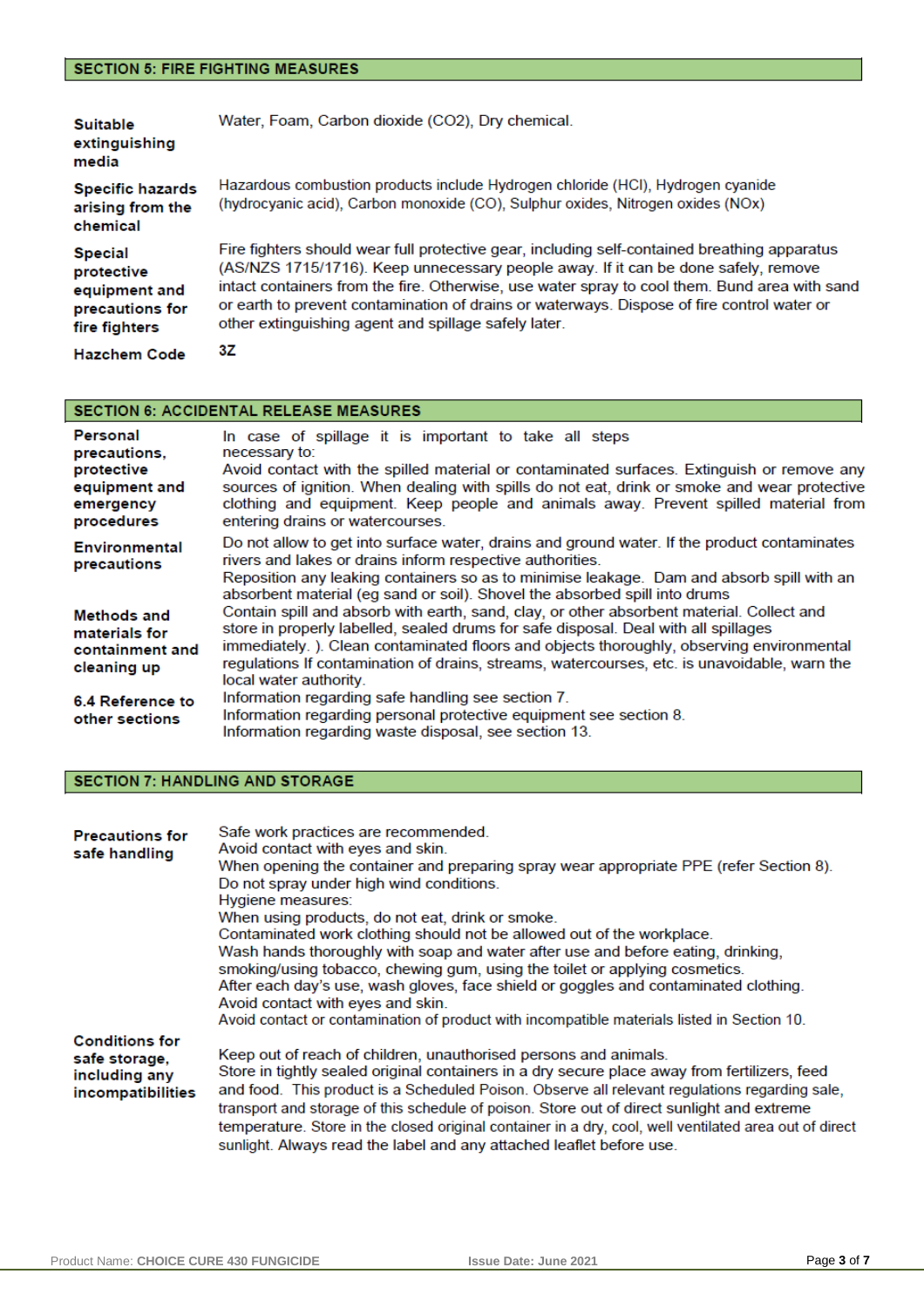## SECTION 5: FIRE FIGHTING MEASURES

| | |
|---|---|
| **Suitable extinguishing media** | Water, Foam, Carbon dioxide (CO2), Dry chemical. |
| **Specific hazards arising from the chemical** | Hazardous combustion products include Hydrogen chloride (HCl), Hydrogen cyanide (hydrocyanic acid), Carbon monoxide (CO), Sulphur oxides, Nitrogen oxides (NOx) |
| **Special protective equipment and precautions for fire fighters** | Fire fighters should wear full protective gear, including self-contained breathing apparatus (AS/NZS 1715/1716). Keep unnecessary people away. If it can be done safely, remove intact containers from the fire. Otherwise, use water spray to cool them. Bund area with sand or earth to prevent contamination of drains or waterways. Dispose of fire control water or other extinguishing agent and spillage safely later. |
| **Hazchem Code** | **3Z** |

## SECTION 6: ACCIDENTAL RELEASE MEASURES

| | |
|---|---|
| **Personal precautions, protective equipment and emergency procedures** | In case of spillage it is important to take all steps necessary to: Avoid contact with the spilled material or contaminated surfaces. Extinguish or remove any sources of ignition. When dealing with spills do not eat, drink or smoke and wear protective clothing and equipment. Keep people and animals away. Prevent spilled material from entering drains or watercourses. |
| **Environmental precautions** | Do not allow to get into surface water, drains and ground water. If the product contaminates rivers and lakes or drains inform respective authorities. Reposition any leaking containers so as to minimise leakage. Dam and absorb spill with an absorbent material (eg sand or soil). Shovel the absorbed spill into drums |
| **Methods and materials for containment and cleaning up** | Contain spill and absorb with earth, sand, clay, or other absorbent material. Collect and store in properly labelled, sealed drums for safe disposal. Deal with all spillages immediately. ). Clean contaminated floors and objects thoroughly, observing environmental regulations If contamination of drains, streams, watercourses, etc. is unavoidable, warn the local water authority. |
| **6.4 Reference to other sections** | Information regarding safe handling see section 7.<br>Information regarding personal protective equipment see section 8.<br>Information regarding waste disposal, see section 13. |

## SECTION 7: HANDLING AND STORAGE

| | |
|---|---|
| **Precautions for safe handling** | Safe work practices are recommended.<br>Avoid contact with eyes and skin.<br>When opening the container and preparing spray wear appropriate PPE (refer Section 8).<br>Do not spray under high wind conditions.<br>Hygiene measures:<br>When using products, do not eat, drink or smoke.<br>Contaminated work clothing should not be allowed out of the workplace.<br>Wash hands thoroughly with soap and water after use and before eating, drinking, smoking/using tobacco, chewing gum, using the toilet or applying cosmetics.<br>After each day's use, wash gloves, face shield or goggles and contaminated clothing.<br>Avoid contact with eyes and skin.<br>Avoid contact or contamination of product with incompatible materials listed in Section 10. |
| **Conditions for safe storage, including any incompatibilities** | Keep out of reach of children, unauthorised persons and animals.<br>Store in tightly sealed original containers in a dry secure place away from fertilizers, feed and food. This product is a Scheduled Poison. Observe all relevant regulations regarding sale, transport and storage of this schedule of poison. Store out of direct sunlight and extreme temperature. Store in the closed original container in a dry, cool, well ventilated area out of direct sunlight. Always read the label and any attached leaflet before use. |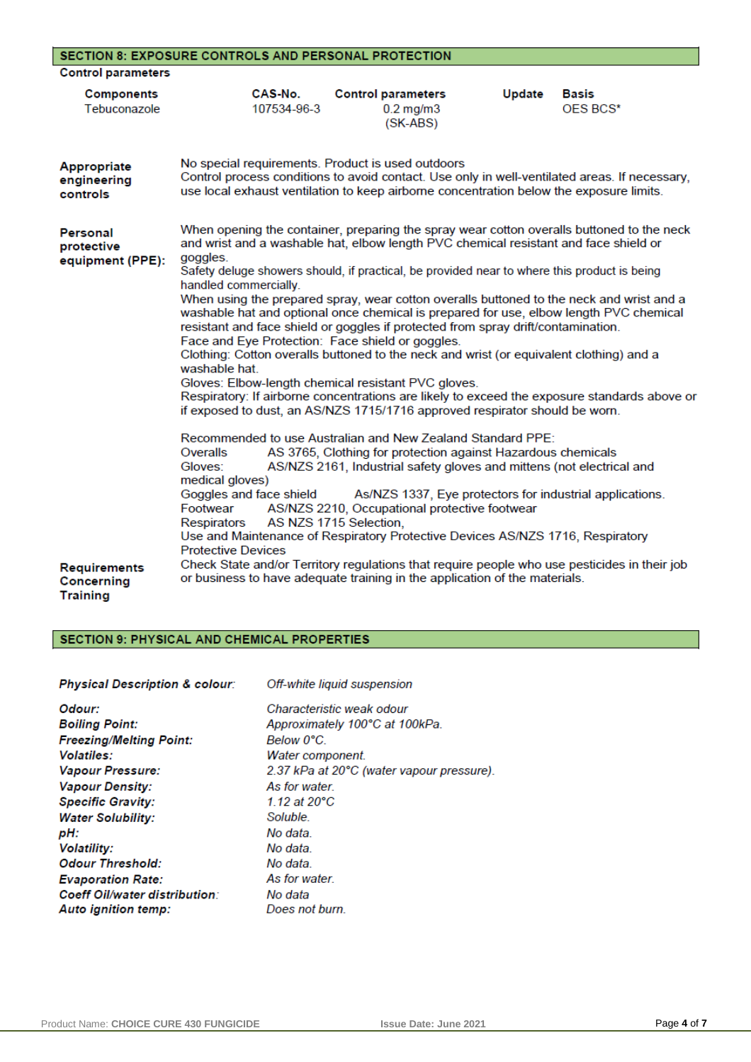## SECTION 8: EXPOSURE CONTROLS AND PERSONAL PROTECTION

**Control parameters**

| Components | CAS-No. | Control parameters | Update | Basis |
|---|---|---|---|---|
| Tebuconazole | 107534-96-3 | 0.2 mg/m3 (SK-ABS) | | OES BCS* |

**Appropriate engineering controls**

No special requirements. Product is used outdoors
Control process conditions to avoid contact. Use only in well-ventilated areas. If necessary, use local exhaust ventilation to keep airborne concentration below the exposure limits.

**Personal protective equipment (PPE):**

When opening the container, preparing the spray wear cotton overalls buttoned to the neck and wrist and a washable hat, elbow length PVC chemical resistant and face shield or goggles.
Safety deluge showers should, if practical, be provided near to where this product is being handled commercially.
When using the prepared spray, wear cotton overalls buttoned to the neck and wrist and a washable hat and optional once chemical is prepared for use, elbow length PVC chemical resistant and face shield or goggles if protected from spray drift/contamination.
Face and Eye Protection: Face shield or goggles.
Clothing: Cotton overalls buttoned to the neck and wrist (or equivalent clothing) and a washable hat.
Gloves: Elbow-length chemical resistant PVC gloves.
Respiratory: If airborne concentrations are likely to exceed the exposure standards above or if exposed to dust, an AS/NZS 1715/1716 approved respirator should be worn.

Recommended to use Australian and New Zealand Standard PPE:
Overalls AS 3765, Clothing for protection against Hazardous chemicals
Gloves: AS/NZS 2161, Industrial safety gloves and mittens (not electrical and medical gloves)
Goggles and face shield AS/NZS 1337, Eye protectors for industrial applications.
Footwear AS/NZS 2210, Occupational protective footwear
Respirators AS NZS 1715 Selection,
Use and Maintenance of Respiratory Protective Devices AS/NZS 1716, Respiratory Protective Devices

**Requirements Concerning Training**

Check State and/or Territory regulations that require people who use pesticides in their job or business to have adequate training in the application of the materials.

## SECTION 9: PHYSICAL AND CHEMICAL PROPERTIES

| | |
|---|---|
| ***Physical Description & colour:*** | *Off-white liquid suspension* |
| ***Odour:*** | *Characteristic weak odour* |
| ***Boiling Point:*** | *Approximately 100°C at 100kPa.* |
| ***Freezing/Melting Point:*** | *Below 0°C.* |
| ***Volatiles:*** | *Water component.* |
| ***Vapour Pressure:*** | *2.37 kPa at 20°C (water vapour pressure).* |
| ***Vapour Density:*** | *As for water.* |
| ***Specific Gravity:*** | *1.12 at 20°C* |
| ***Water Solubility:*** | *Soluble.* |
| ***pH:*** | *No data.* |
| ***Volatility:*** | *No data.* |
| ***Odour Threshold:*** | *No data.* |
| ***Evaporation Rate:*** | *As for water.* |
| ***Coeff Oil/water distribution:*** | *No data* |
| ***Auto ignition temp:*** | *Does not burn.* |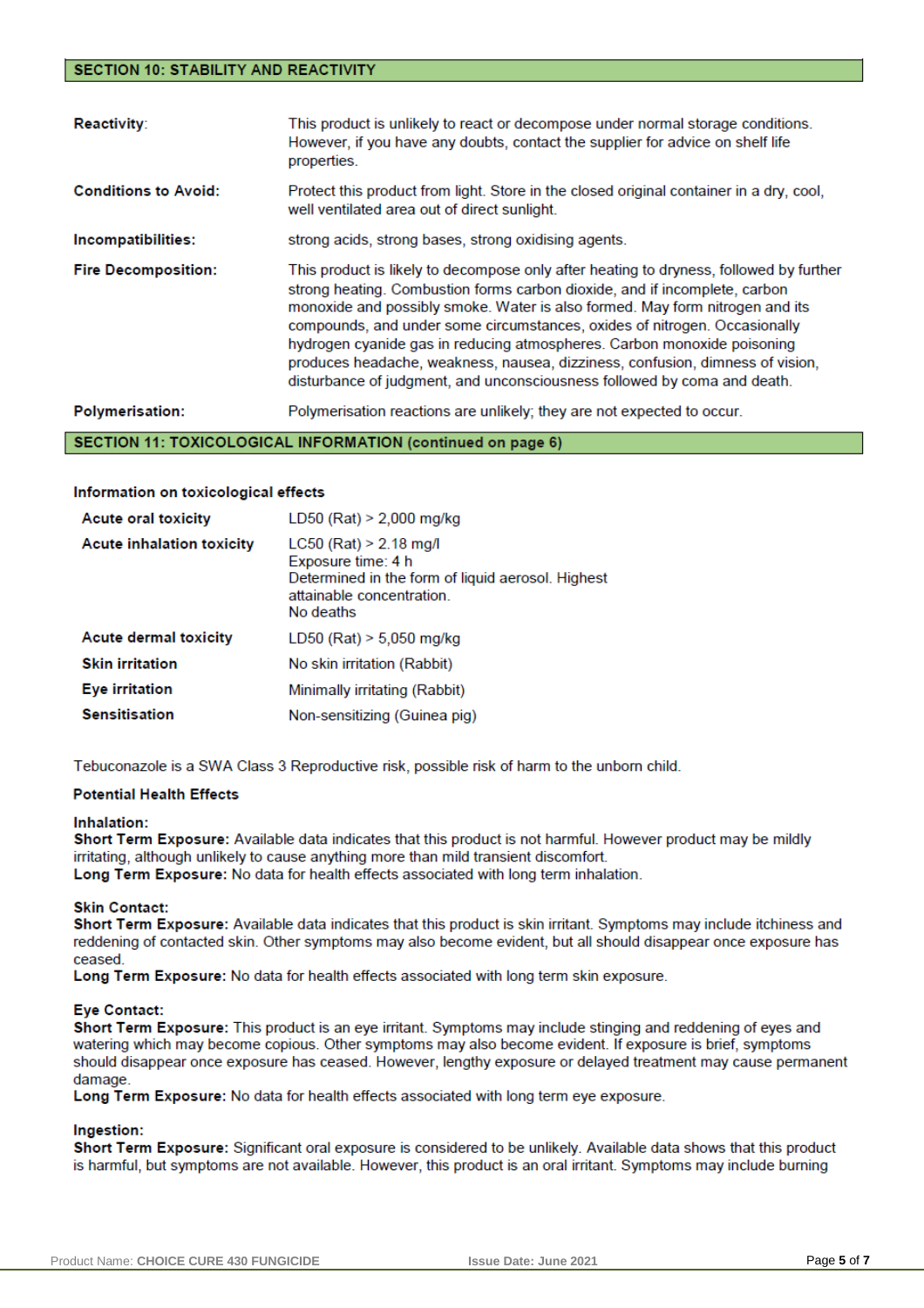## SECTION 10: STABILITY AND REACTIVITY

| | |
|---|---|
| **Reactivity**: | This product is unlikely to react or decompose under normal storage conditions. However, if you have any doubts, contact the supplier for advice on shelf life properties. |
| **Conditions to Avoid:** | Protect this product from light. Store in the closed original container in a dry, cool, well ventilated area out of direct sunlight. |
| **Incompatibilities:** | strong acids, strong bases, strong oxidising agents. |
| **Fire Decomposition:** | This product is likely to decompose only after heating to dryness, followed by further strong heating. Combustion forms carbon dioxide, and if incomplete, carbon monoxide and possibly smoke. Water is also formed. May form nitrogen and its compounds, and under some circumstances, oxides of nitrogen. Occasionally hydrogen cyanide gas in reducing atmospheres. Carbon monoxide poisoning produces headache, weakness, nausea, dizziness, confusion, dimness of vision, disturbance of judgment, and unconsciousness followed by coma and death. |
| **Polymerisation:** | Polymerisation reactions are unlikely; they are not expected to occur. |

## SECTION 11: TOXICOLOGICAL INFORMATION (continued on page 6)

**Information on toxicological effects**

| | |
|---|---|
| **Acute oral toxicity** | LD50 (Rat) > 2,000 mg/kg |
| **Acute inhalation toxicity** | LC50 (Rat) > 2.18 mg/l<br>Exposure time: 4 h<br>Determined in the form of liquid aerosol. Highest attainable concentration.<br>No deaths |
| **Acute dermal toxicity** | LD50 (Rat) > 5,050 mg/kg |
| **Skin irritation** | No skin irritation (Rabbit) |
| **Eye irritation** | Minimally irritating (Rabbit) |
| **Sensitisation** | Non-sensitizing (Guinea pig) |

Tebuconazole is a SWA Class 3 Reproductive risk, possible risk of harm to the unborn child.

**Potential Health Effects**

**Inhalation:**
**Short Term Exposure:** Available data indicates that this product is not harmful. However product may be mildly irritating, although unlikely to cause anything more than mild transient discomfort.
**Long Term Exposure:** No data for health effects associated with long term inhalation.

**Skin Contact:**
**Short Term Exposure:** Available data indicates that this product is skin irritant. Symptoms may include itchiness and reddening of contacted skin. Other symptoms may also become evident, but all should disappear once exposure has ceased.
**Long Term Exposure:** No data for health effects associated with long term skin exposure.

**Eye Contact:**
**Short Term Exposure:** This product is an eye irritant. Symptoms may include stinging and reddening of eyes and watering which may become copious. Other symptoms may also become evident. If exposure is brief, symptoms should disappear once exposure has ceased. However, lengthy exposure or delayed treatment may cause permanent damage.
**Long Term Exposure:** No data for health effects associated with long term eye exposure.

**Ingestion:**
**Short Term Exposure:** Significant oral exposure is considered to be unlikely. Available data shows that this product is harmful, but symptoms are not available. However, this product is an oral irritant. Symptoms may include burning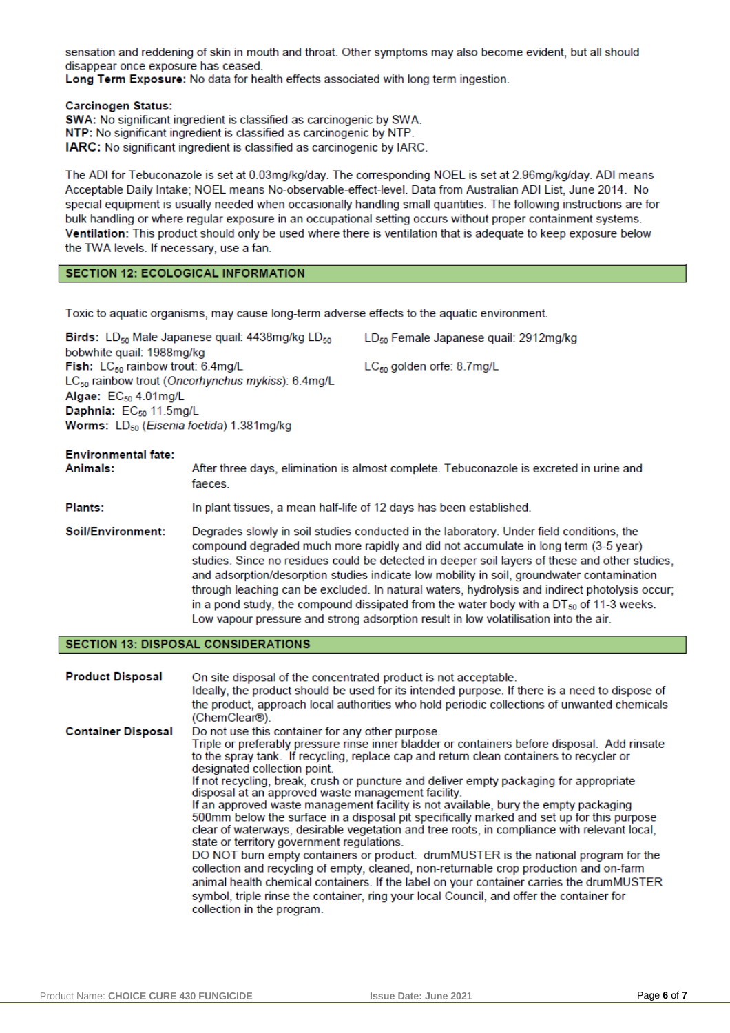sensation and reddening of skin in mouth and throat. Other symptoms may also become evident, but all should disappear once exposure has ceased.
**Long Term Exposure:** No data for health effects associated with long term ingestion.

**Carcinogen Status:**
**SWA:** No significant ingredient is classified as carcinogenic by SWA.
**NTP:** No significant ingredient is classified as carcinogenic by NTP.
**IARC:** No significant ingredient is classified as carcinogenic by IARC.

The ADI for Tebuconazole is set at 0.03mg/kg/day. The corresponding NOEL is set at 2.96mg/kg/day. ADI means Acceptable Daily Intake; NOEL means No-observable-effect-level. Data from Australian ADI List, June 2014. No special equipment is usually needed when occasionally handling small quantities. The following instructions are for bulk handling or where regular exposure in an occupational setting occurs without proper containment systems.
**Ventilation:** This product should only be used where there is ventilation that is adequate to keep exposure below the TWA levels. If necessary, use a fan.

## SECTION 12: ECOLOGICAL INFORMATION

Toxic to aquatic organisms, may cause long-term adverse effects to the aquatic environment.

**Birds:** $LD_{50}$ Male Japanese quail: 4438mg/kg $LD_{50}$ bobwhite quail: 1988mg/kg
$LD_{50}$ Female Japanese quail: 2912mg/kg
**Fish:** $LC_{50}$ rainbow trout: 6.4mg/L
$LC_{50}$ golden orfe: 8.7mg/L
$LC_{50}$ rainbow trout (*Oncorhynchus mykiss*): 6.4mg/L
**Algae:** $EC_{50}$ 4.01mg/L
**Daphnia:** $EC_{50}$ 11.5mg/L
**Worms:** $LD_{50}$ (*Eisenia foetida*) 1.381mg/kg

**Environmental fate:**

**Animals:** After three days, elimination is almost complete. Tebuconazole is excreted in urine and faeces.

**Plants:** In plant tissues, a mean half-life of 12 days has been established.

**Soil/Environment:** Degrades slowly in soil studies conducted in the laboratory. Under field conditions, the compound degraded much more rapidly and did not accumulate in long term (3-5 year) studies. Since no residues could be detected in deeper soil layers of these and other studies, and adsorption/desorption studies indicate low mobility in soil, groundwater contamination through leaching can be excluded. In natural waters, hydrolysis and indirect photolysis occur; in a pond study, the compound dissipated from the water body with a $DT_{50}$ of 11-3 weeks. Low vapour pressure and strong adsorption result in low volatilisation into the air.

## SECTION 13: DISPOSAL CONSIDERATIONS

**Product Disposal** On site disposal of the concentrated product is not acceptable.
Ideally, the product should be used for its intended purpose. If there is a need to dispose of the product, approach local authorities who hold periodic collections of unwanted chemicals (ChemClear®).

**Container Disposal** Do not use this container for any other purpose.
Triple or preferably pressure rinse inner bladder or containers before disposal. Add rinsate to the spray tank. If recycling, replace cap and return clean containers to recycler or designated collection point.
If not recycling, break, crush or puncture and deliver empty packaging for appropriate disposal at an approved waste management facility.
If an approved waste management facility is not available, bury the empty packaging 500mm below the surface in a disposal pit specifically marked and set up for this purpose clear of waterways, desirable vegetation and tree roots, in compliance with relevant local, state or territory government regulations.
DO NOT burn empty containers or product. drumMUSTER is the national program for the collection and recycling of empty, cleaned, non-returnable crop production and on-farm animal health chemical containers. If the label on your container carries the drumMUSTER symbol, triple rinse the container, ring your local Council, and offer the container for collection in the program.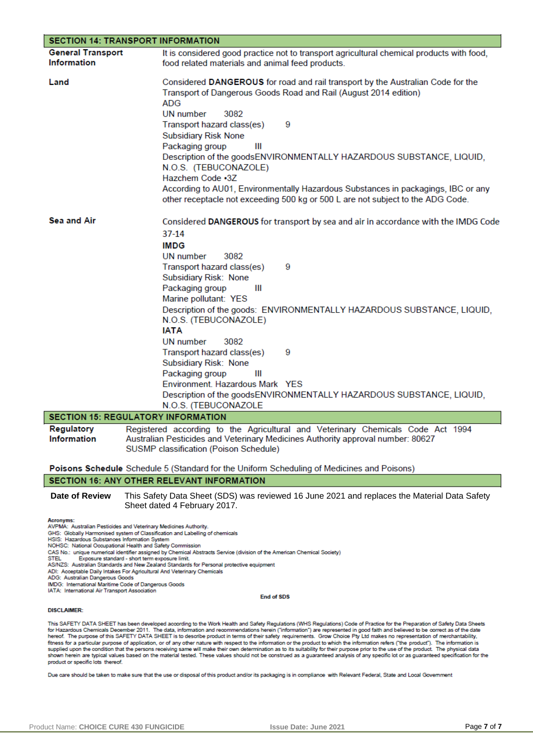## SECTION 14: TRANSPORT INFORMATION

**General Transport Information**

It is considered good practice not to transport agricultural chemical products with food, food related materials and animal feed products.

**Land**

Considered **DANGEROUS** for road and rail transport by the Australian Code for the Transport of Dangerous Goods Road and Rail (August 2014 edition)

ADG

UN number 3082

Transport hazard class(es) 9

Subsidiary Risk None

Packaging group III

Description of the goodsENVIRONMENTALLY HAZARDOUS SUBSTANCE, LIQUID, N.O.S. (TEBUCONAZOLE)

Hazchem Code •3Z

According to AU01, Environmentally Hazardous Substances in packagings, IBC or any other receptacle not exceeding 500 kg or 500 L are not subject to the ADG Code.

**Sea and Air**

Considered **DANGEROUS** for transport by sea and air in accordance with the IMDG Code 37-14

**IMDG**

UN number 3082

Transport hazard class(es) 9

Subsidiary Risk: None

Packaging group III

Marine pollutant: YES

Description of the goods: ENVIRONMENTALLY HAZARDOUS SUBSTANCE, LIQUID, N.O.S. (TEBUCONAZOLE)

**IATA**

UN number 3082

Transport hazard class(es) 9

Subsidiary Risk: None

Packaging group III

Environment. Hazardous Mark YES

Description of the goodsENVIRONMENTALLY HAZARDOUS SUBSTANCE, LIQUID, N.O.S. (TEBUCONAZOLE

## SECTION 15: REGULATORY INFORMATION

**Regulatory Information**

Registered according to the Agricultural and Veterinary Chemicals Code Act 1994 Australian Pesticides and Veterinary Medicines Authority approval number: 80627

SUSMP classification (Poison Schedule)

**Poisons Schedule** Schedule 5 (Standard for the Uniform Scheduling of Medicines and Poisons)

## SECTION 16: ANY OTHER RELEVANT INFORMATION

**Date of Review** This Safety Data Sheet (SDS) was reviewed 16 June 2021 and replaces the Material Data Safety Sheet dated 4 February 2017.

**Acronyms:**

AVPMA: Australian Pesticides and Veterinary Medicines Authority.
GHS: Globally Harmonised system of Classification and Labelling of chemicals
HSIS: Hazardous Substances Information System
NOHSC: National Occupational Health and Safety Commission
CAS No.: unique numerical identifier assigned by Chemical Abstracts Service (division of the American Chemical Society)
STEL Exposure standard - short term exposure limit.
AS/NZS: Australian Standards and New Zealand Standards for Personal protective equipment
ADI: Acceptable Daily Intakes For Agricultural And Veterinary Chemicals
ADG: Australian Dangerous Goods
IMDG: International Maritime Code of Dangerous Goods
IATA: International Air Transport Association

**End of SDS**

**DISCLAIMER:**

This SAFETY DATA SHEET has been developed according to the Work Health and Safety Regulations (WHS Regulations) Code of Practice for the Preparation of Safety Data Sheets for Hazardous Chemicals December 2011. The data, information and recommendations herein ("information") are represented in good faith and believed to be correct as of the date hereof. The purpose of this SAFETY DATA SHEET is to describe product in terms of their safety requirements. Grow Choice Pty Ltd makes no representation of merchantability, fitness for a particular purpose of application, or of any other nature with respect to the information or the product to which the information refers ("the product"). The information is supplied upon the condition that the persons receiving same will make their own determination as to its suitability for their purpose prior to the use of the product. The physical data shown herein are typical values based on the material tested. These values should not be construed as a guaranteed analysis of any specific lot or as guaranteed specification for the product or specific lots thereof.

Due care should be taken to make sure that the use or disposal of this product and/or its packaging is in compliance with Relevant Federal, State and Local Government